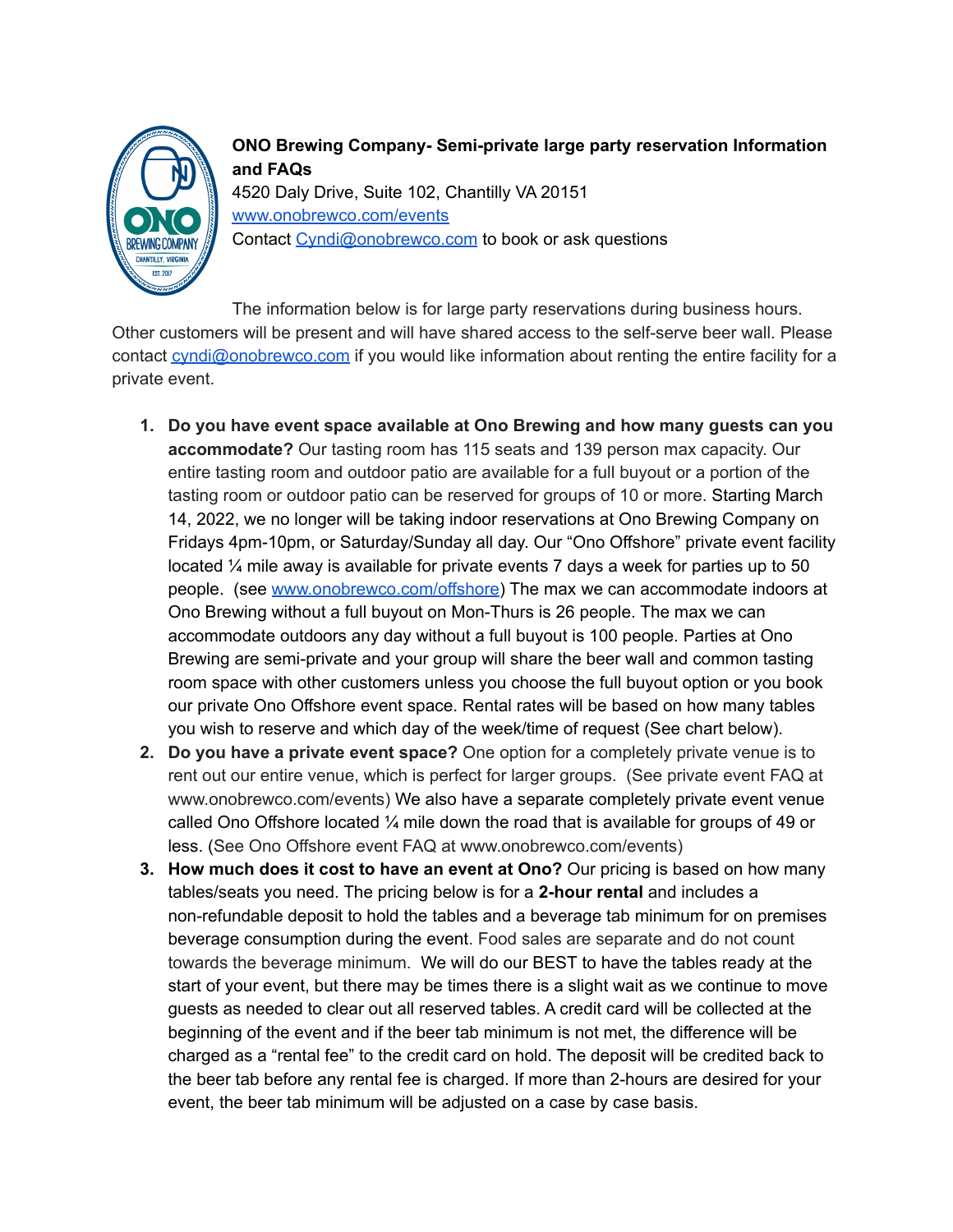**ONO Brewing Company- Semi-private large party reservation Information and FAQs**
4520 Daly Drive, Suite 102, Chantilly VA 20151
[www.onobrewco.com/events](http://www.onobrewco.com/events)
Contact [Cyndi@onobrewco.com](mailto:Cyndi@onobrewco.com) to book or ask questions

The information below is for large party reservations during business hours. Other customers will be present and will have shared access to the self-serve beer wall. Please contact [cyndi@onobrewco.com](mailto:cyndi@onobrewco.com) if you would like information about renting the entire facility for a private event.

1. **Do you have event space available at Ono Brewing and how many guests can you accommodate?** Our tasting room has 115 seats and 139 person max capacity. Our entire tasting room and outdoor patio are available for a full buyout or a portion of the tasting room or outdoor patio can be reserved for groups of 10 or more. Starting March 14, 2022, we no longer will be taking indoor reservations at Ono Brewing Company on Fridays 4pm-10pm, or Saturday/Sunday all day. Our "Ono Offshore" private event facility located ¼ mile away is available for private events 7 days a week for parties up to 50 people. (see [www.onobrewco.com/offshore](http://www.onobrewco.com/offshore)) The max we can accommodate indoors at Ono Brewing without a full buyout on Mon-Thurs is 26 people. The max we can accommodate outdoors any day without a full buyout is 100 people. Parties at Ono Brewing are semi-private and your group will share the beer wall and common tasting room space with other customers unless you choose the full buyout option or you book our private Ono Offshore event space. Rental rates will be based on how many tables you wish to reserve and which day of the week/time of request (See chart below).
2. **Do you have a private event space?** One option for a completely private venue is to rent out our entire venue, which is perfect for larger groups. (See private event FAQ at www.onobrewco.com/events) We also have a separate completely private event venue called Ono Offshore located ¼ mile down the road that is available for groups of 49 or less. (See Ono Offshore event FAQ at www.onobrewco.com/events)
3. **How much does it cost to have an event at Ono?** Our pricing is based on how many tables/seats you need. The pricing below is for a **2-hour rental** and includes a non-refundable deposit to hold the tables and a beverage tab minimum for on premises beverage consumption during the event. Food sales are separate and do not count towards the beverage minimum. We will do our BEST to have the tables ready at the start of your event, but there may be times there is a slight wait as we continue to move guests as needed to clear out all reserved tables. A credit card will be collected at the beginning of the event and if the beer tab minimum is not met, the difference will be charged as a "rental fee" to the credit card on hold. The deposit will be credited back to the beer tab before any rental fee is charged. If more than 2-hours are desired for your event, the beer tab minimum will be adjusted on a case by case basis.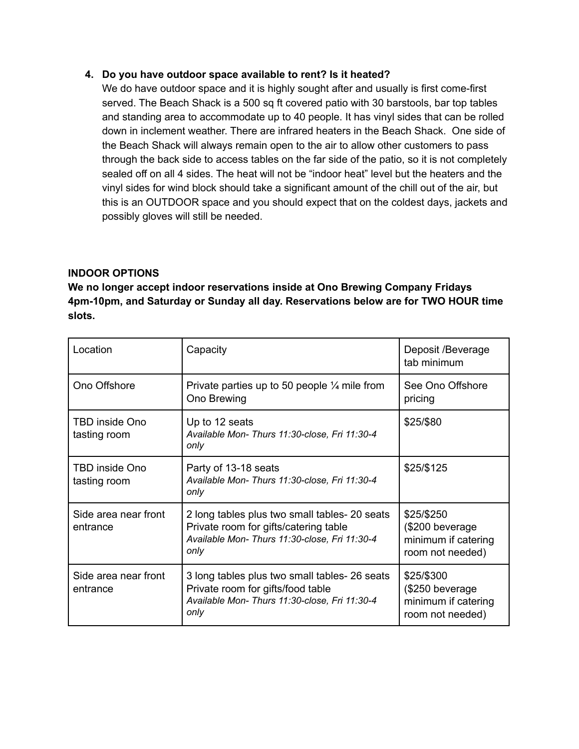4. **Do you have outdoor space available to rent? Is it heated?**
   We do have outdoor space and it is highly sought after and usually is first come-first served. The Beach Shack is a 500 sq ft covered patio with 30 barstools, bar top tables and standing area to accommodate up to 40 people. It has vinyl sides that can be rolled down in inclement weather. There are infrared heaters in the Beach Shack. One side of the Beach Shack will always remain open to the air to allow other customers to pass through the back side to access tables on the far side of the patio, so it is not completely sealed off on all 4 sides. The heat will not be "indoor heat" level but the heaters and the vinyl sides for wind block should take a significant amount of the chill out of the air, but this is an OUTDOOR space and you should expect that on the coldest days, jackets and possibly gloves will still be needed.

**INDOOR OPTIONS**

**We no longer accept indoor reservations inside at Ono Brewing Company Fridays 4pm-10pm, and Saturday or Sunday all day. Reservations below are for TWO HOUR time slots.**

| Location | Capacity | Deposit /Beverage tab minimum |
|---|---|---|
| Ono Offshore | Private parties up to 50 people ¼ mile from Ono Brewing | See Ono Offshore pricing |
| TBD inside Ono tasting room | Up to 12 seats<br>*Available Mon- Thurs 11:30-close, Fri 11:30-4 only* | $25/$80 |
| TBD inside Ono tasting room | Party of 13-18 seats<br>*Available Mon- Thurs 11:30-close, Fri 11:30-4 only* | $25/$125 |
| Side area near front entrance | 2 long tables plus two small tables- 20 seats<br>Private room for gifts/catering table<br>*Available Mon- Thurs 11:30-close, Fri 11:30-4 only* | $25/$250<br>($200 beverage minimum if catering room not needed) |
| Side area near front entrance | 3 long tables plus two small tables- 26 seats<br>Private room for gifts/food table<br>*Available Mon- Thurs 11:30-close, Fri 11:30-4 only* | $25/$300<br>($250 beverage minimum if catering room not needed) |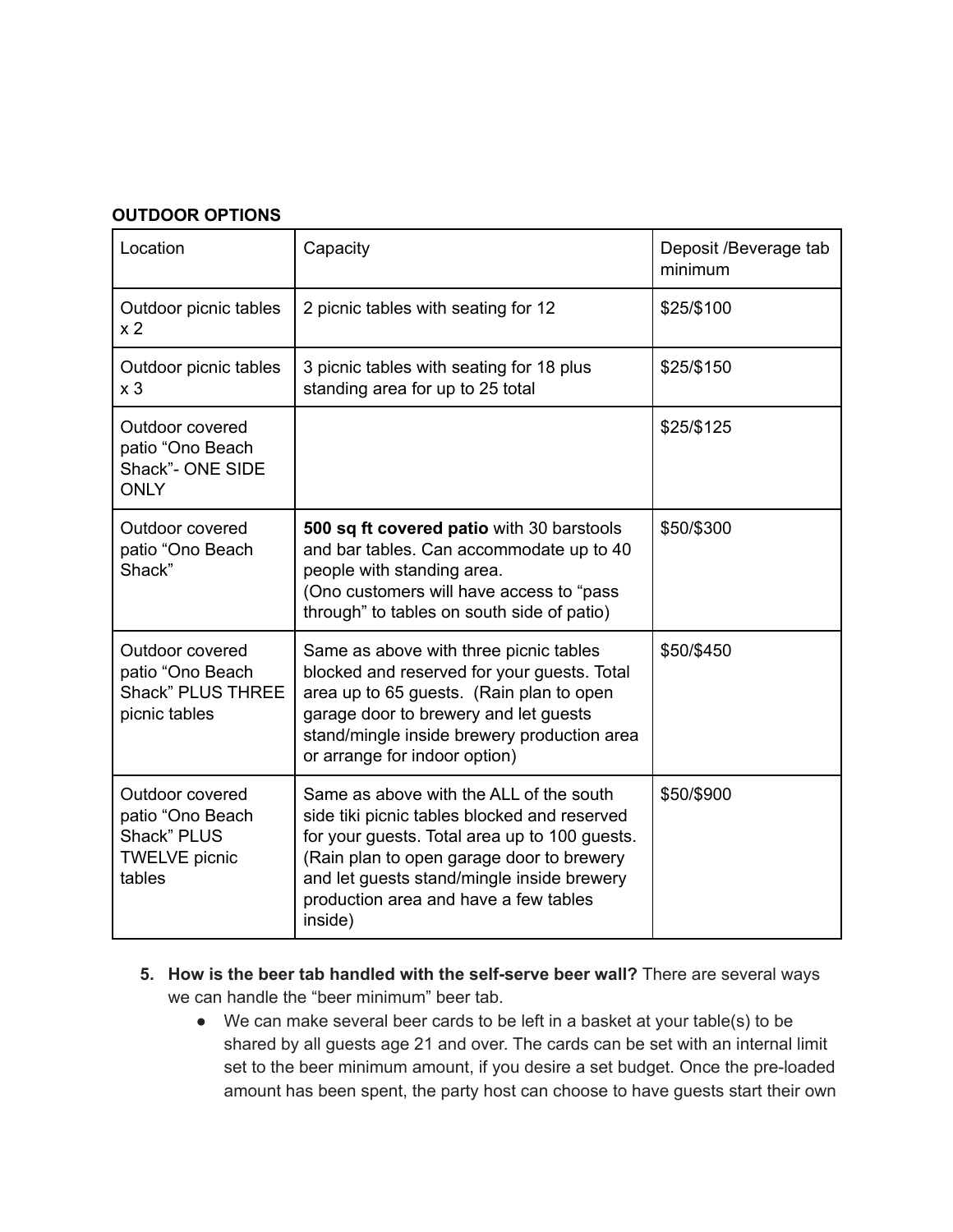**OUTDOOR OPTIONS**

| Location | Capacity | Deposit /Beverage tab minimum |
|---|---|---|
| Outdoor picnic tables x 2 | 2 picnic tables with seating for 12 | $25/$100 |
| Outdoor picnic tables x 3 | 3 picnic tables with seating for 18 plus standing area for up to 25 total | $25/$150 |
| Outdoor covered patio "Ono Beach Shack"- ONE SIDE ONLY | | $25/$125 |
| Outdoor covered patio "Ono Beach Shack" | **500 sq ft covered patio** with 30 barstools and bar tables. Can accommodate up to 40 people with standing area. (Ono customers will have access to "pass through" to tables on south side of patio) | $50/$300 |
| Outdoor covered patio "Ono Beach Shack" PLUS THREE picnic tables | Same as above with three picnic tables blocked and reserved for your guests. Total area up to 65 guests. (Rain plan to open garage door to brewery and let guests stand/mingle inside brewery production area or arrange for indoor option) | $50/$450 |
| Outdoor covered patio "Ono Beach Shack" PLUS TWELVE picnic tables | Same as above with the ALL of the south side tiki picnic tables blocked and reserved for your guests. Total area up to 100 guests. (Rain plan to open garage door to brewery and let guests stand/mingle inside brewery production area and have a few tables inside) | $50/$900 |

5. **How is the beer tab handled with the self-serve beer wall?** There are several ways we can handle the "beer minimum" beer tab.
   - We can make several beer cards to be left in a basket at your table(s) to be shared by all guests age 21 and over. The cards can be set with an internal limit set to the beer minimum amount, if you desire a set budget. Once the pre-loaded amount has been spent, the party host can choose to have guests start their own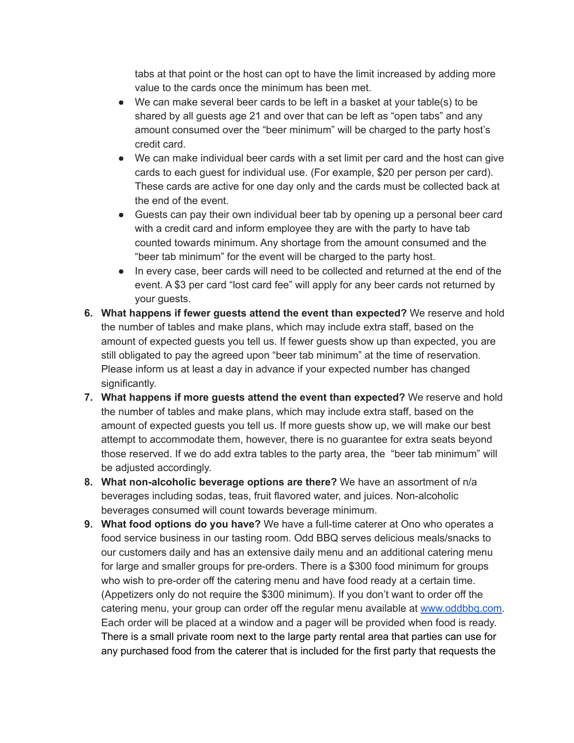tabs at that point or the host can opt to have the limit increased by adding more value to the cards once the minimum has been met.

- We can make several beer cards to be left in a basket at your table(s) to be shared by all guests age 21 and over that can be left as "open tabs" and any amount consumed over the "beer minimum" will be charged to the party host's credit card.
- We can make individual beer cards with a set limit per card and the host can give cards to each guest for individual use. (For example, $20 per person per card). These cards are active for one day only and the cards must be collected back at the end of the event.
- Guests can pay their own individual beer tab by opening up a personal beer card with a credit card and inform employee they are with the party to have tab counted towards minimum. Any shortage from the amount consumed and the "beer tab minimum" for the event will be charged to the party host.
- In every case, beer cards will need to be collected and returned at the end of the event. A $3 per card "lost card fee" will apply for any beer cards not returned by your guests.

6. **What happens if fewer guests attend the event than expected?** We reserve and hold the number of tables and make plans, which may include extra staff, based on the amount of expected guests you tell us. If fewer guests show up than expected, you are still obligated to pay the agreed upon "beer tab minimum" at the time of reservation. Please inform us at least a day in advance if your expected number has changed significantly.
7. **What happens if more guests attend the event than expected?** We reserve and hold the number of tables and make plans, which may include extra staff, based on the amount of expected guests you tell us. If more guests show up, we will make our best attempt to accommodate them, however, there is no guarantee for extra seats beyond those reserved. If we do add extra tables to the party area, the "beer tab minimum" will be adjusted accordingly.
8. **What non-alcoholic beverage options are there?** We have an assortment of n/a beverages including sodas, teas, fruit flavored water, and juices. Non-alcoholic beverages consumed will count towards beverage minimum.
9. **What food options do you have?** We have a full-time caterer at Ono who operates a food service business in our tasting room. Odd BBQ serves delicious meals/snacks to our customers daily and has an extensive daily menu and an additional catering menu for large and smaller groups for pre-orders. There is a $300 food minimum for groups who wish to pre-order off the catering menu and have food ready at a certain time. (Appetizers only do not require the $300 minimum). If you don't want to order off the catering menu, your group can order off the regular menu available at [www.oddbbq.com](http://www.oddbbq.com). Each order will be placed at a window and a pager will be provided when food is ready. There is a small private room next to the large party rental area that parties can use for any purchased food from the caterer that is included for the first party that requests the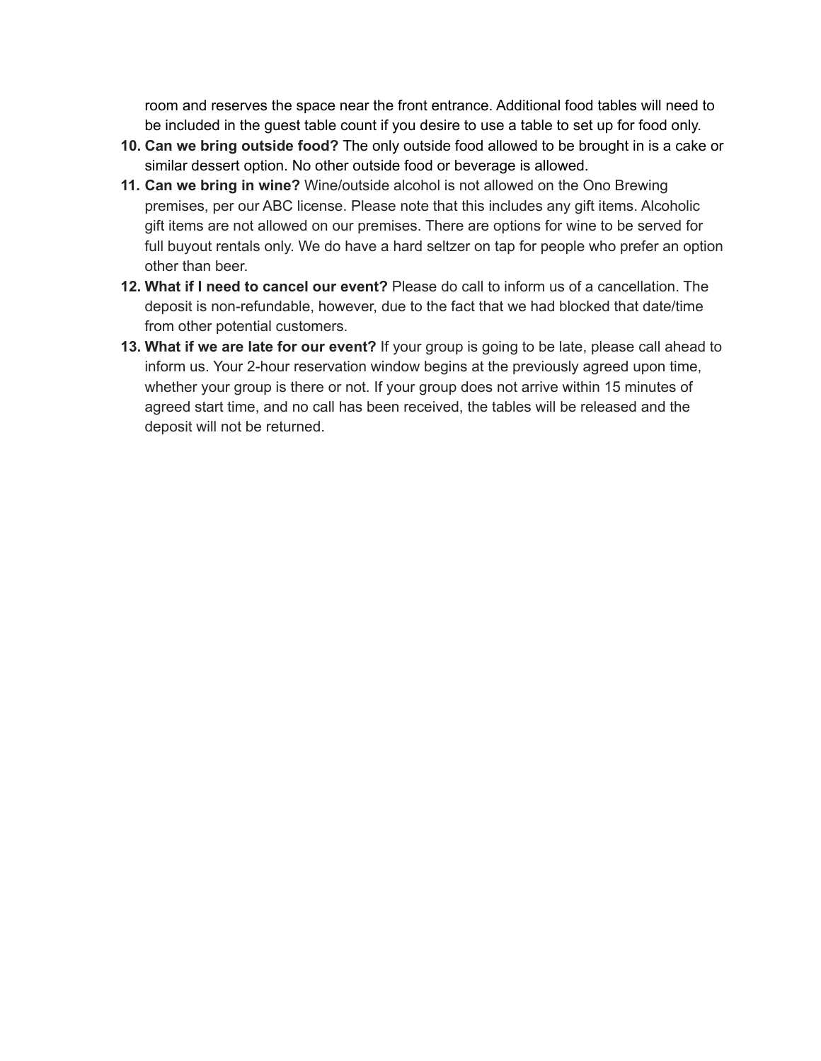room and reserves the space near the front entrance. Additional food tables will need to be included in the guest table count if you desire to use a table to set up for food only.

10. **Can we bring outside food?** The only outside food allowed to be brought in is a cake or similar dessert option. No other outside food or beverage is allowed.
11. **Can we bring in wine?** Wine/outside alcohol is not allowed on the Ono Brewing premises, per our ABC license. Please note that this includes any gift items. Alcoholic gift items are not allowed on our premises. There are options for wine to be served for full buyout rentals only. We do have a hard seltzer on tap for people who prefer an option other than beer.
12. **What if I need to cancel our event?** Please do call to inform us of a cancellation. The deposit is non-refundable, however, due to the fact that we had blocked that date/time from other potential customers.
13. **What if we are late for our event?** If your group is going to be late, please call ahead to inform us. Your 2-hour reservation window begins at the previously agreed upon time, whether your group is there or not. If your group does not arrive within 15 minutes of agreed start time, and no call has been received, the tables will be released and the deposit will not be returned.